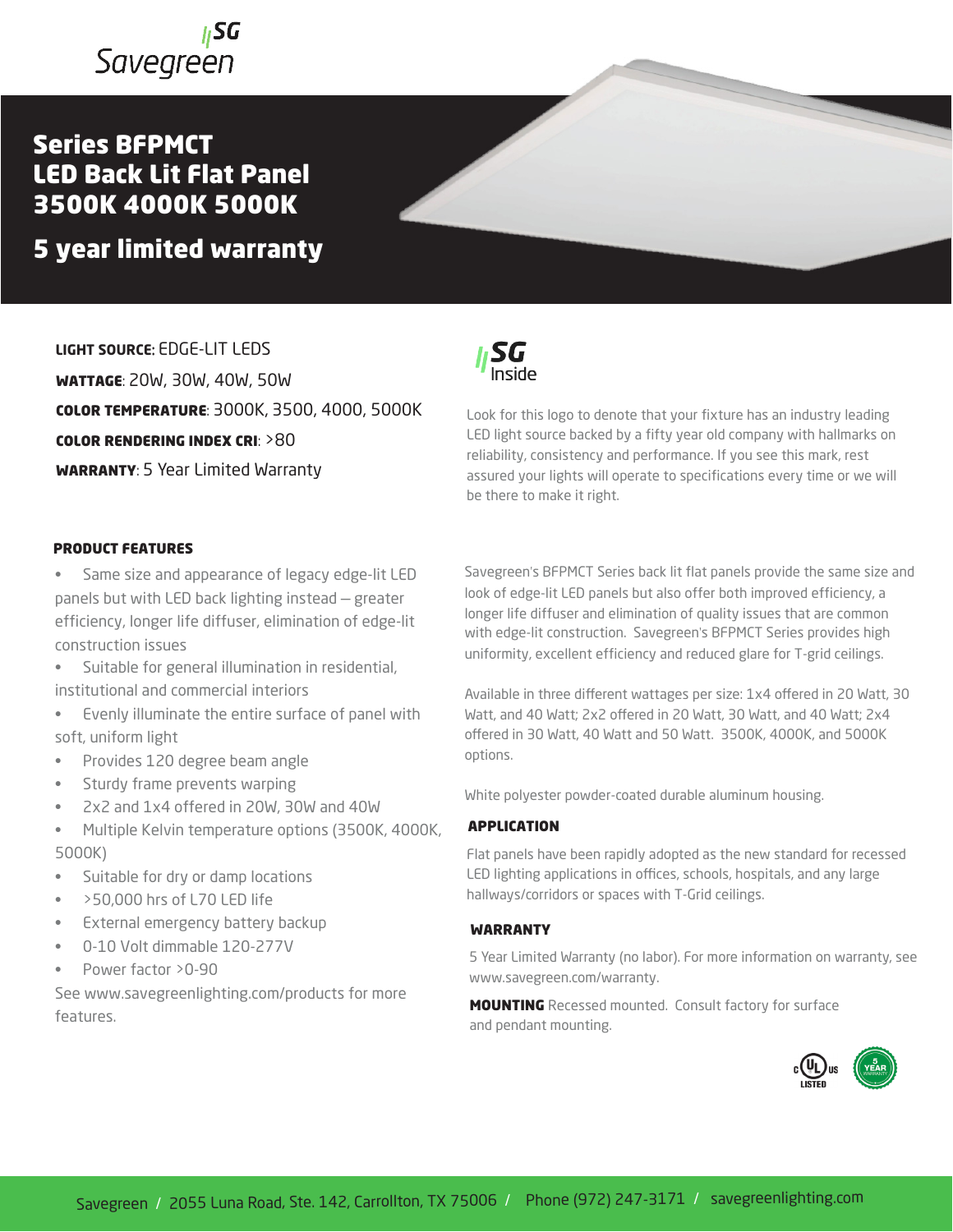Savegreen

# Series BFPMCT
# LED Back Lit Flat Panel
# 3500K 4000K 5000K

## 5 year limited warranty

**LIGHT SOURCE:** EDGE-LIT LEDS

**WATTAGE**: 20W, 30W, 40W, 50W

**COLOR TEMPERATURE**: 3000K, 3500, 4000, 5000K

**COLOR RENDERING INDEX CRI**: >80

**WARRANTY**: 5 Year Limited Warranty

SG Inside

Look for this logo to denote that your fixture has an industry leading LED light source backed by a fifty year old company with hallmarks on reliability, consistency and performance. If you see this mark, rest assured your lights will operate to specifications every time or we will be there to make it right.

### PRODUCT FEATURES

- Same size and appearance of legacy edge-lit LED panels but with LED back lighting instead – greater efficiency, longer life diffuser, elimination of edge-lit construction issues
- Suitable for general illumination in residential, institutional and commercial interiors
- Evenly illuminate the entire surface of panel with soft, uniform light
- Provides 120 degree beam angle
- Sturdy frame prevents warping
- 2x2 and 1x4 offered in 20W, 30W and 40W
- Multiple Kelvin temperature options (3500K, 4000K, 5000K)
- Suitable for dry or damp locations
- >50,000 hrs of L70 LED life
- External emergency battery backup
- 0-10 Volt dimmable 120-277V
- Power factor >0-90

See www.savegreenlighting.com/products for more features.

Savegreen's BFPMCT Series back lit flat panels provide the same size and look of edge-lit LED panels but also offer both improved efficiency, a longer life diffuser and elimination of quality issues that are common with edge-lit construction. Savegreen's BFPMCT Series provides high uniformity, excellent efficiency and reduced glare for T-grid ceilings.

Available in three different wattages per size: 1x4 offered in 20 Watt, 30 Watt, and 40 Watt; 2x2 offered in 20 Watt, 30 Watt, and 40 Watt; 2x4 offered in 30 Watt, 40 Watt and 50 Watt. 3500K, 4000K, and 5000K options.

White polyester powder-coated durable aluminum housing.

### APPLICATION

Flat panels have been rapidly adopted as the new standard for recessed LED lighting applications in offices, schools, hospitals, and any large hallways/corridors or spaces with T-Grid ceilings.

### WARRANTY

5 Year Limited Warranty (no labor). For more information on warranty, see www.savegreen.com/warranty.

**MOUNTING** Recessed mounted. Consult factory for surface and pendant mounting.

c UL us LISTED

5 YEAR WARRANTY

Savegreen / 2055 Luna Road, Ste. 142, Carrollton, TX 75006 / Phone (972) 247-3171 / savegreenlighting.com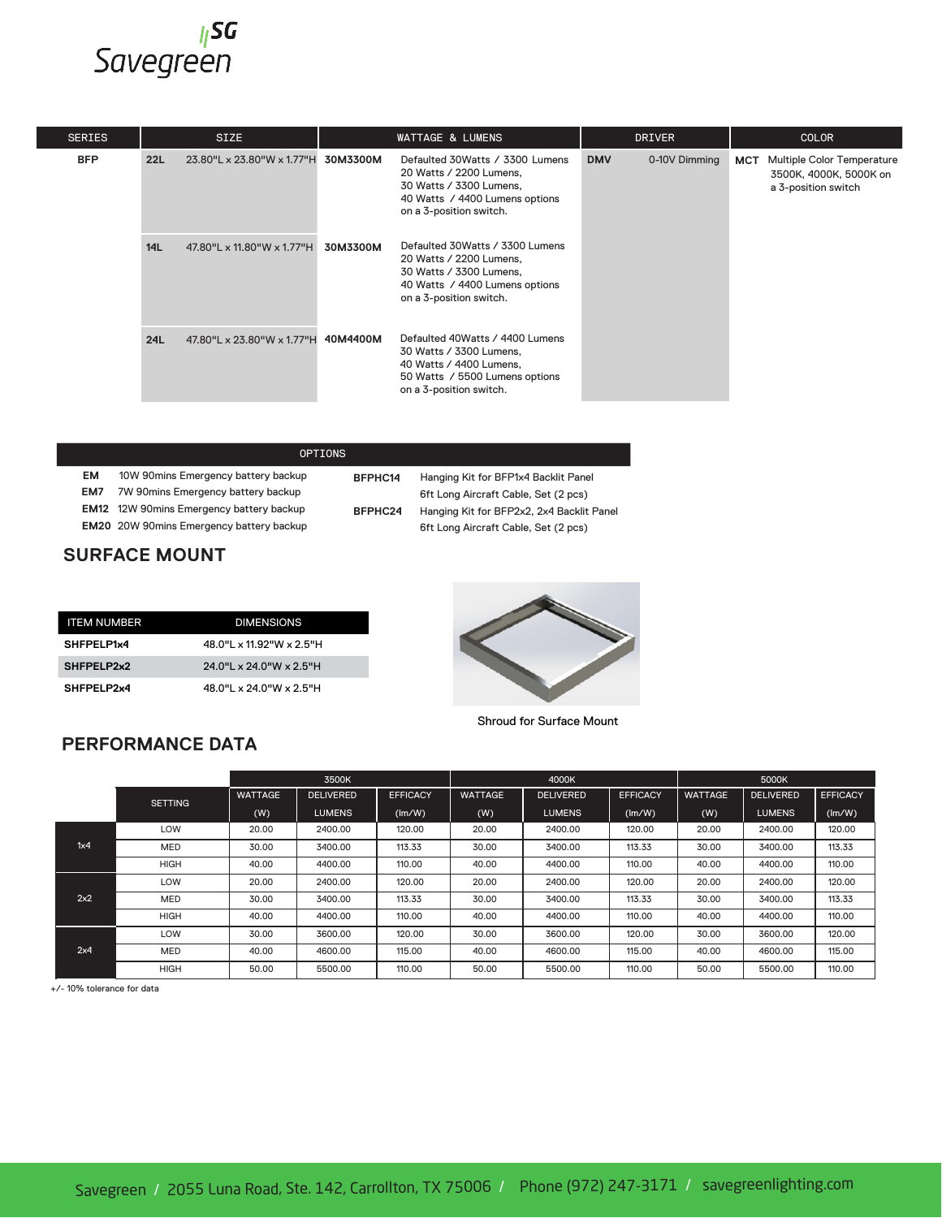Savegreen

| SERIES | SIZE | | WATTAGE & LUMENS | | DRIVER | | COLOR | |
|---|---|---|---|---|---|---|---|---|
| **BFP** | **22L** | 23.80"L x 23.80"W x 1.77"H | **30M3300M** | Defaulted 30Watts / 3300 Lumens 20 Watts / 2200 Lumens, 30 Watts / 3300 Lumens, 40 Watts / 4400 Lumens options on a 3-position switch. | **DMV** | 0-10V Dimming | **MCT** | Multiple Color Temperature 3500K, 4000K, 5000K on a 3-position switch |
| | **14L** | 47.80"L x 11.80"W x 1.77"H | **30M3300M** | Defaulted 30Watts / 3300 Lumens 20 Watts / 2200 Lumens, 30 Watts / 3300 Lumens, 40 Watts / 4400 Lumens options on a 3-position switch. | | | | |
| | **24L** | 47.80"L x 23.80"W x 1.77"H | **40M4400M** | Defaulted 40Watts / 4400 Lumens 30 Watts / 3300 Lumens, 40 Watts / 4400 Lumens, 50 Watts / 5500 Lumens options on a 3-position switch. | | | | |

| OPTIONS | | | |
|---|---|---|---|
| **EM** | 10W 90mins Emergency battery backup | **BFPHC14** | Hanging Kit for BFP1x4 Backlit Panel 6ft Long Aircraft Cable, Set (2 pcs) |
| **EM7** | 7W 90mins Emergency battery backup | | |
| **EM12** | 12W 90mins Emergency battery backup | **BFPHC24** | Hanging Kit for BFP2x2, 2x4 Backlit Panel 6ft Long Aircraft Cable, Set (2 pcs) |
| **EM20** | 20W 90mins Emergency battery backup | | |

## SURFACE MOUNT

| ITEM NUMBER | DIMENSIONS |
|---|---|
| **SHFPELP1x4** | 48.0"L x 11.92"W x 2.5"H |
| **SHFPELP2x2** | 24.0"L x 24.0"W x 2.5"H |
| **SHFPELP2x4** | 48.0"L x 24.0"W x 2.5"H |

Shroud for Surface Mount

## PERFORMANCE DATA

| | | 3500K | | | 4000K | | | 5000K | | |
|---|---|---|---|---|---|---|---|---|---|---|
| | SETTING | WATTAGE (W) | DELIVERED LUMENS | EFFICACY (lm/W) | WATTAGE (W) | DELIVERED LUMENS | EFFICACY (lm/W) | WATTAGE (W) | DELIVERED LUMENS | EFFICACY (lm/W) |
| 1x4 | LOW | 20.00 | 2400.00 | 120.00 | 20.00 | 2400.00 | 120.00 | 20.00 | 2400.00 | 120.00 |
| | MED | 30.00 | 3400.00 | 113.33 | 30.00 | 3400.00 | 113.33 | 30.00 | 3400.00 | 113.33 |
| | HIGH | 40.00 | 4400.00 | 110.00 | 40.00 | 4400.00 | 110.00 | 40.00 | 4400.00 | 110.00 |
| 2x2 | LOW | 20.00 | 2400.00 | 120.00 | 20.00 | 2400.00 | 120.00 | 20.00 | 2400.00 | 120.00 |
| | MED | 30.00 | 3400.00 | 113.33 | 30.00 | 3400.00 | 113.33 | 30.00 | 3400.00 | 113.33 |
| | HIGH | 40.00 | 4400.00 | 110.00 | 40.00 | 4400.00 | 110.00 | 40.00 | 4400.00 | 110.00 |
| 2x4 | LOW | 30.00 | 3600.00 | 120.00 | 30.00 | 3600.00 | 120.00 | 30.00 | 3600.00 | 120.00 |
| | MED | 40.00 | 4600.00 | 115.00 | 40.00 | 4600.00 | 115.00 | 40.00 | 4600.00 | 115.00 |
| | HIGH | 50.00 | 5500.00 | 110.00 | 50.00 | 5500.00 | 110.00 | 50.00 | 5500.00 | 110.00 |

+/- 10% tolerance for data

Savegreen / 2055 Luna Road, Ste. 142, Carrollton, TX 75006 / Phone (972) 247-3171 / savegreenlighting.com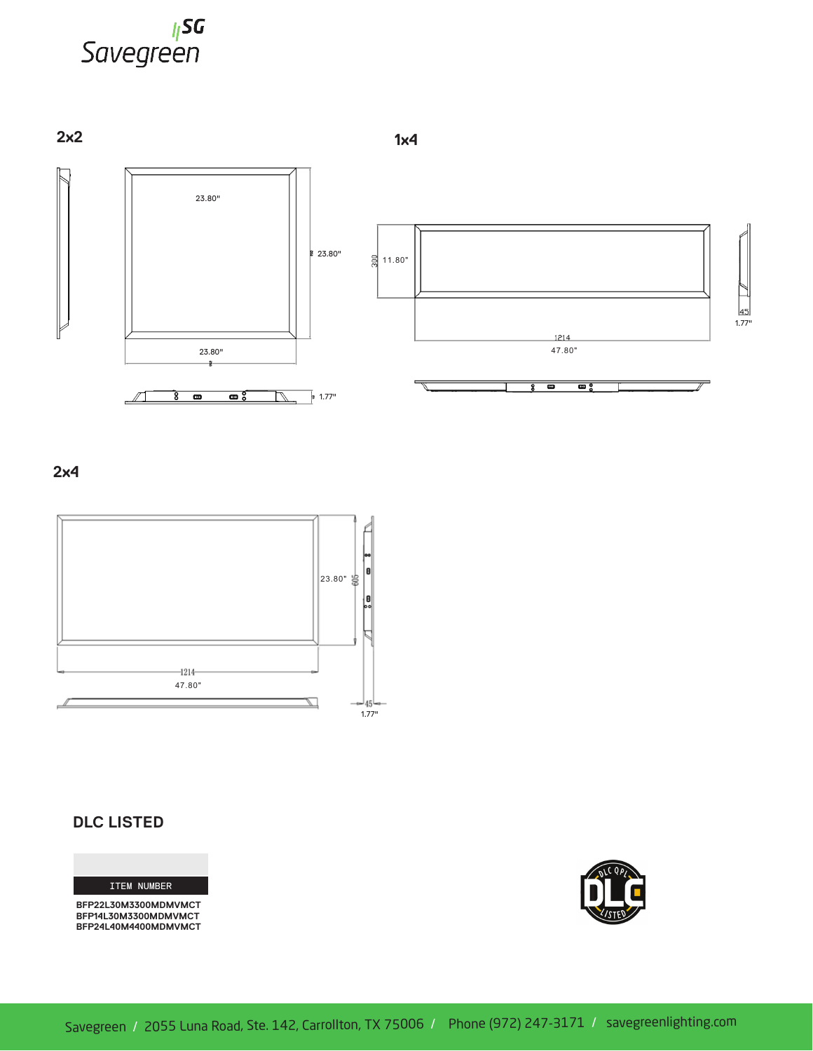Savegreen

## 2x2

23.80"

23.80"

23.80"

1.77"

## 1x4

300

11.80"

1214

47.80"

45

1.77"

## 2x4

23.80"

605

1214

47.80"

45

1.77"

## DLC LISTED

| ITEM NUMBER |
|---|
| BFP22L30M3300MDMVMCT |
| BFP14L30M3300MDMVMCT |
| BFP24L40M4400MDMVMCT |

DLC QPL LISTED

Savegreen / 2055 Luna Road, Ste. 142, Carrollton, TX 75006 / Phone (972) 247-3171 / savegreenlighting.com